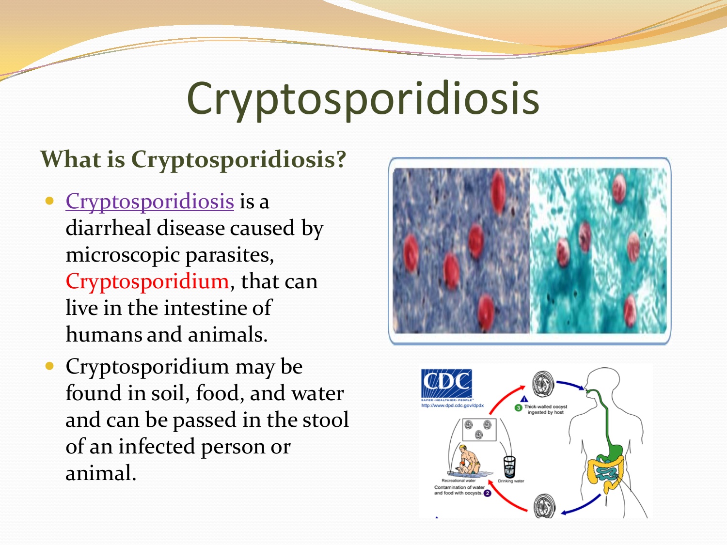# Cryptosporidiosis

## What is Cryptosporidiosis?

- Cryptosporidiosis is a diarrheal disease caused by microscopic parasites, Cryptosporidium, that can live in the intestine of humans and animals.
- Cryptosporidium may be found in soil, food, and water and can be passed in the stool of an infected person or animal.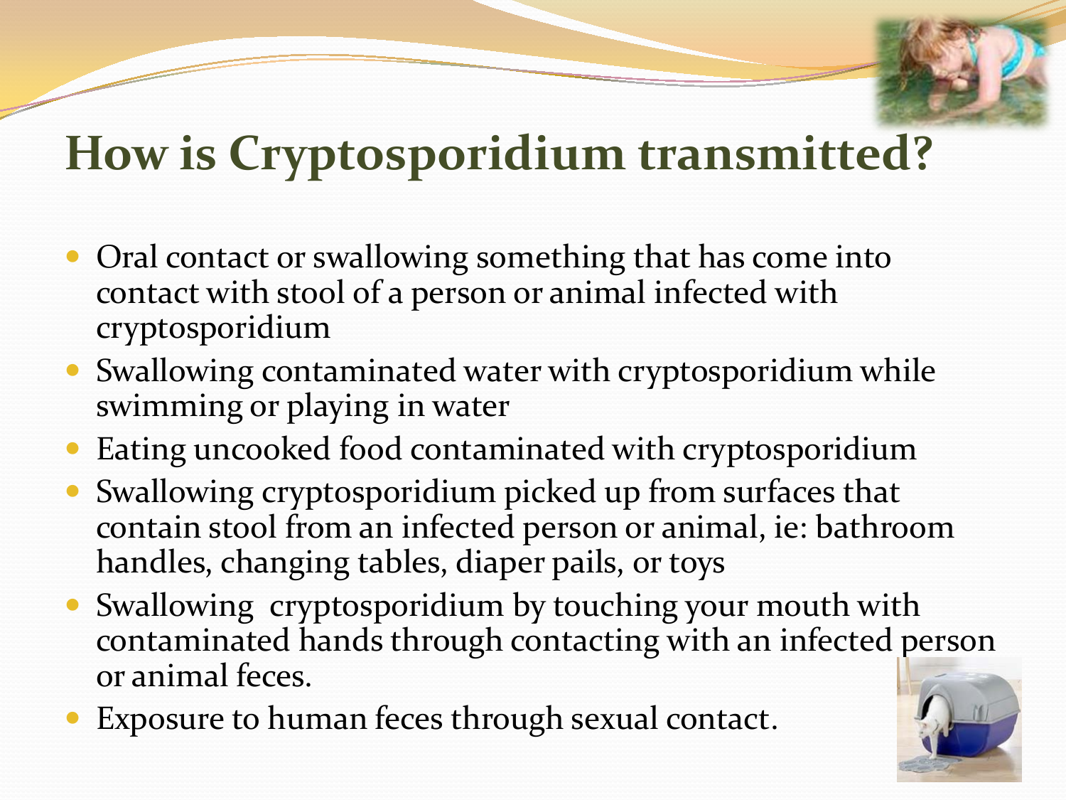# How is Cryptosporidium transmitted?

- Oral contact or swallowing something that has come into contact with stool of a person or animal infected with cryptosporidium
- Swallowing contaminated water with cryptosporidium while swimming or playing in water
- Eating uncooked food contaminated with cryptosporidium
- Swallowing cryptosporidium picked up from surfaces that contain stool from an infected person or animal, ie: bathroom handles, changing tables, diaper pails, or toys
- Swallowing cryptosporidium by touching your mouth with contaminated hands through contacting with an infected person or animal feces.
- Exposure to human feces through sexual contact.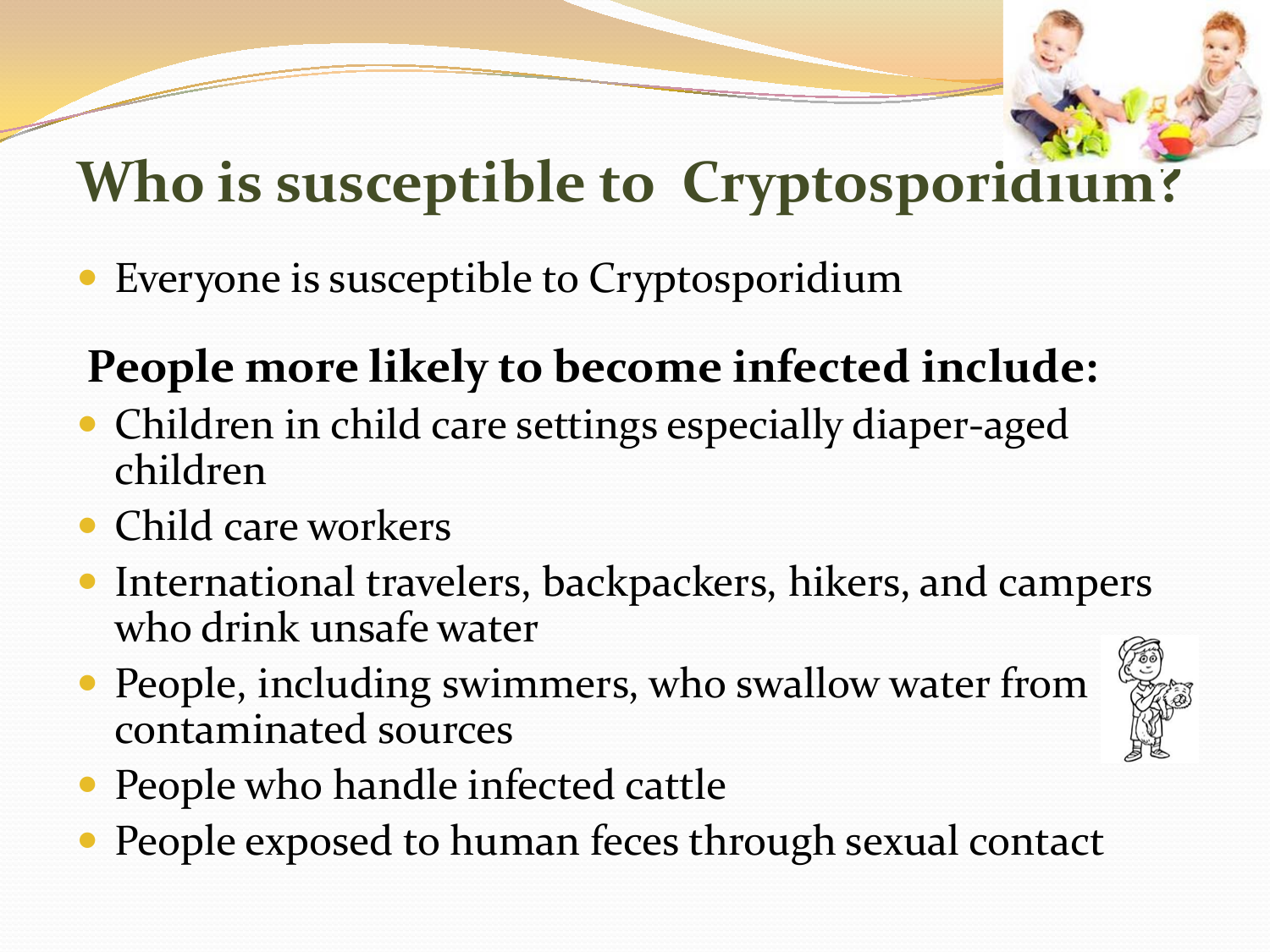# Who is susceptible to Cryptosporidium?

- Everyone is susceptible to Cryptosporidium

**People more likely to become infected include:**

- Children in child care settings especially diaper-aged children
- Child care workers
- International travelers, backpackers, hikers, and campers who drink unsafe water
- People, including swimmers, who swallow water from contaminated sources
- People who handle infected cattle
- People exposed to human feces through sexual contact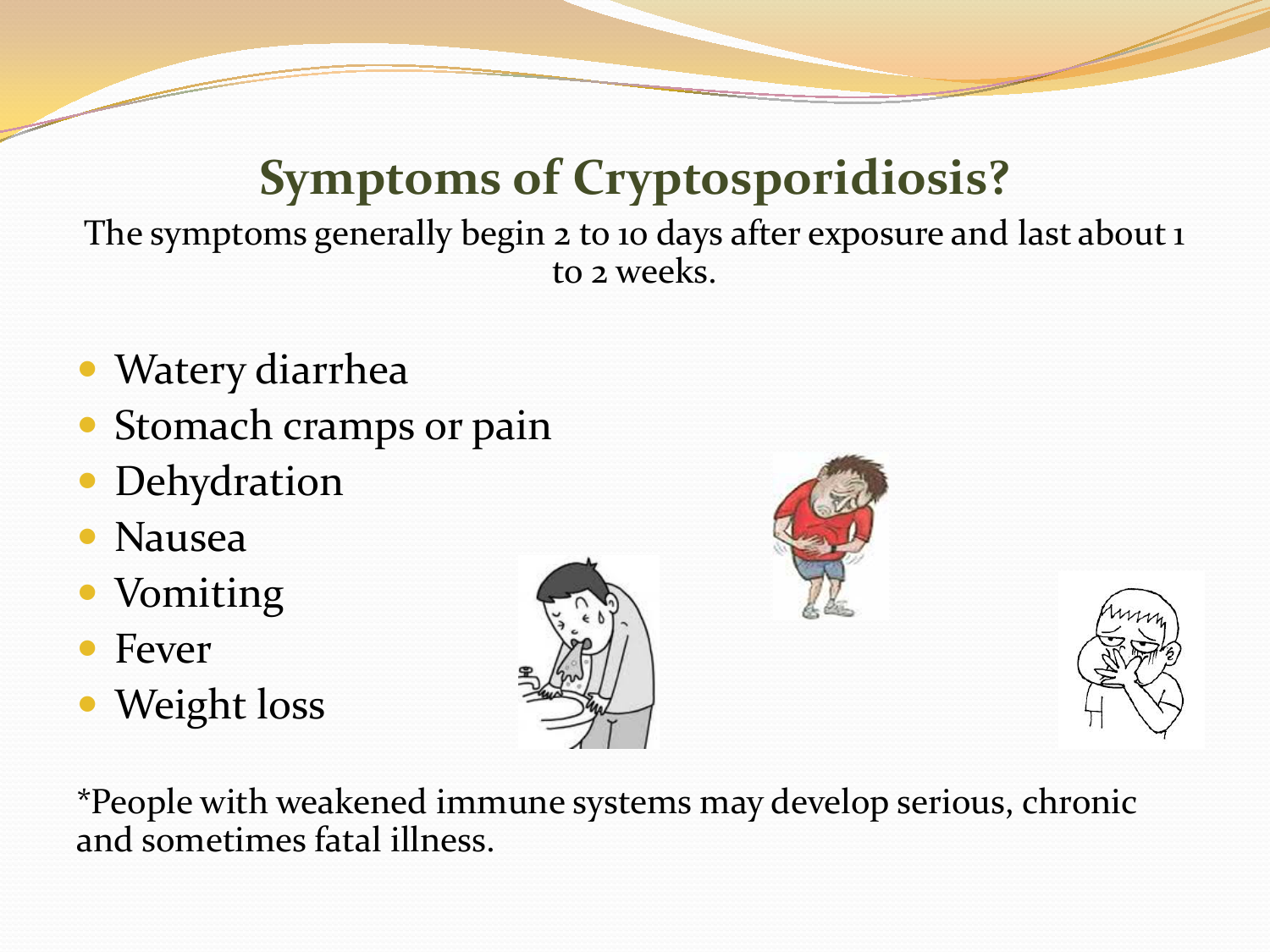## Symptoms of Cryptosporidiosis?

The symptoms generally begin 2 to 10 days after exposure and last about 1 to 2 weeks.

- Watery diarrhea
- Stomach cramps or pain
- Dehydration
- Nausea
- Vomiting
- Fever
- Weight loss

*People with weakened immune systems may develop serious, chronic and sometimes fatal illness.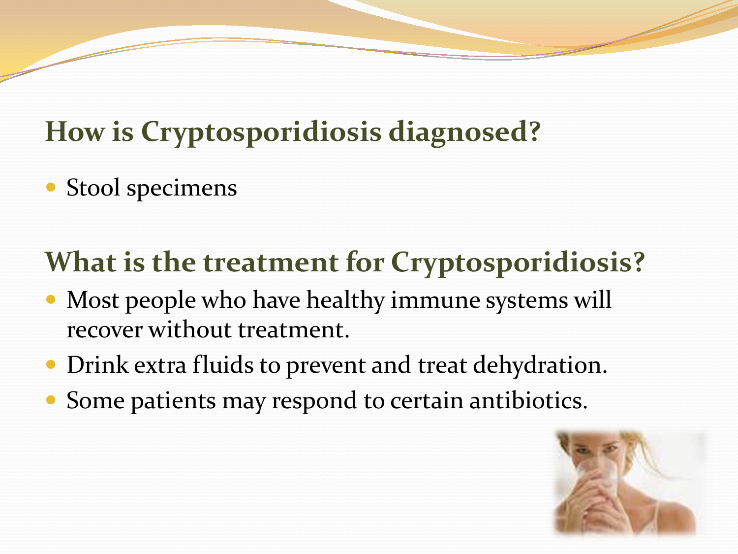## How is Cryptosporidiosis diagnosed?

- Stool specimens

## What is the treatment for Cryptosporidiosis?

- Most people who have healthy immune systems will recover without treatment.
- Drink extra fluids to prevent and treat dehydration.
- Some patients may respond to certain antibiotics.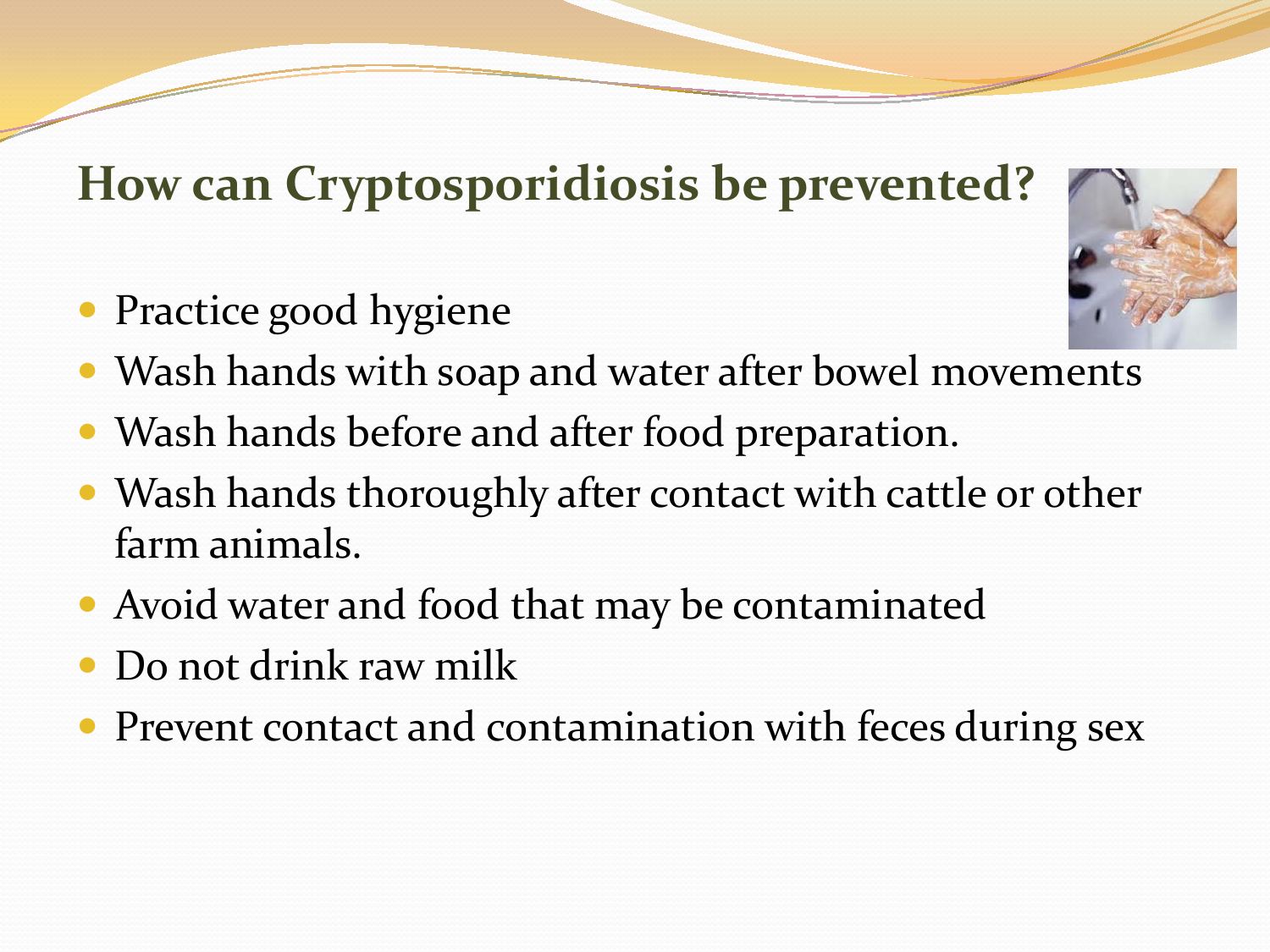## How can Cryptosporidiosis be prevented?

- Practice good hygiene
- Wash hands with soap and water after bowel movements
- Wash hands before and after food preparation.
- Wash hands thoroughly after contact with cattle or other farm animals.
- Avoid water and food that may be contaminated
- Do not drink raw milk
- Prevent contact and contamination with feces during sex